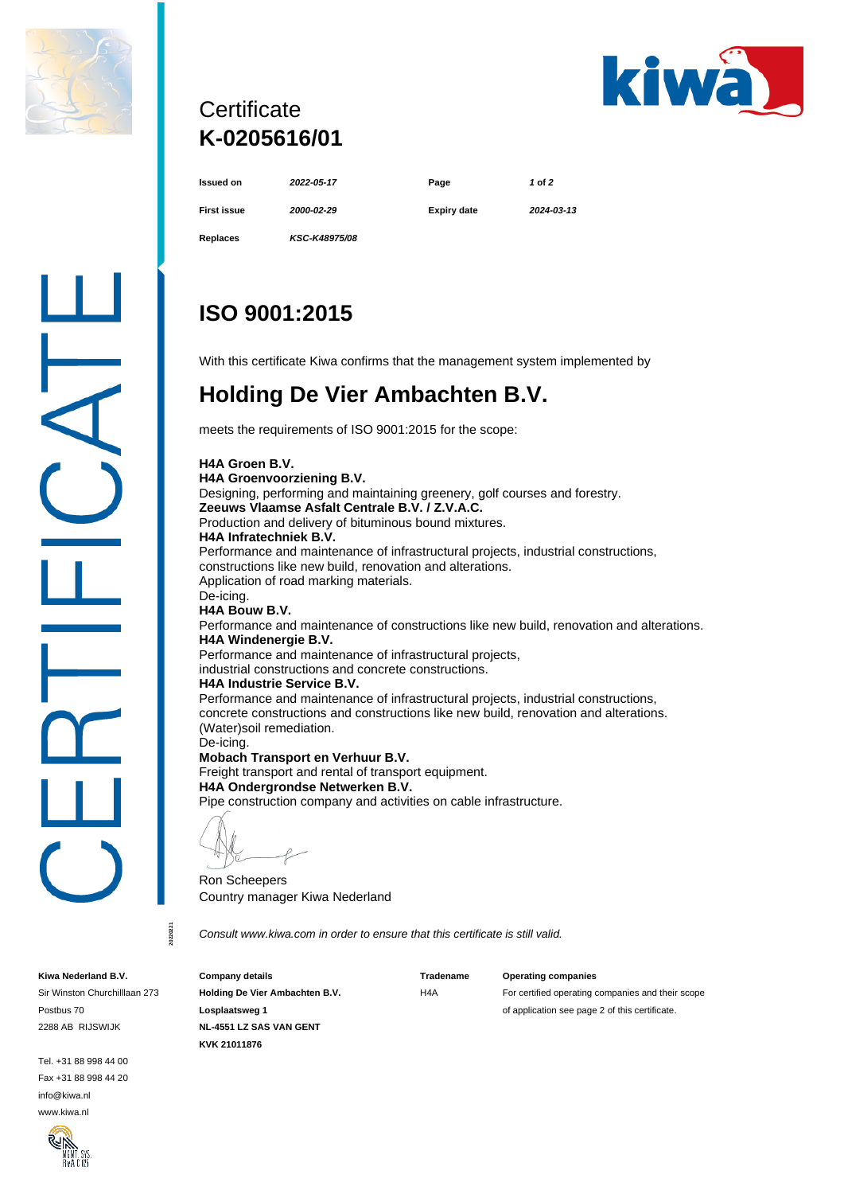# Certificate
# K-0205616/01

| | | | |
|---|---|---|---|
| **Issued on** | *2022-05-17* | **Page** | |
| **First issue** | *2000-02-29* | **Expiry date** | *2024-03-13* |
| **Replaces** | *KSC-K48975/08* | | |

## ISO 9001:2015

With this certificate Kiwa confirms that the management system implemented by

## Holding De Vier Ambachten B.V.

meets the requirements of ISO 9001:2015 for the scope:

**H4A Groen B.V.**
**H4A Groenvoorziening B.V.**
Designing, performing and maintaining greenery, golf courses and forestry.
**Zeeuws Vlaamse Asfalt Centrale B.V. / Z.V.A.C.**
Production and delivery of bituminous bound mixtures.
**H4A Infratechniek B.V.**
Performance and maintenance of infrastructural projects, industrial constructions, constructions like new build, renovation and alterations.
Application of road marking materials.
De-icing.
**H4A Bouw B.V.**
Performance and maintenance of constructions like new build, renovation and alterations.
**H4A Windenergie B.V.**
Performance and maintenance of infrastructural projects, industrial constructions and concrete constructions.
**H4A Industrie Service B.V.**
Performance and maintenance of infrastructural projects, industrial constructions, concrete constructions and constructions like new build, renovation and alterations.
(Water)soil remediation.
De-icing.
**Mobach Transport en Verhuur B.V.**
Freight transport and rental of transport equipment.
**H4A Ondergrondse Netwerken B.V.**
Pipe construction company and activities on cable infrastructure.

Ron Scheepers
Country manager Kiwa Nederland

*Consult www.kiwa.com in order to ensure that this certificate is still valid.*

**Kiwa Nederland B.V.**
Sir Winston Churchilllaan 273
Postbus 70
2288 AB RIJSWIJK

Tel. +31 88 998 44 00
Fax +31 88 998 44 20
info@kiwa.nl
www.kiwa.nl

| **Company details** | **Tradename** | **Operating companies** |
|---|---|---|
| **Holding De Vier Ambachten B.V.** | H4A | For certified operating companies and their scope of application see page 2 of this certificate. |
| **Losplaatsweg 1** | | |
| **NL-4551 LZ SAS VAN GENT** | | |
| **KVK 21011876** | | |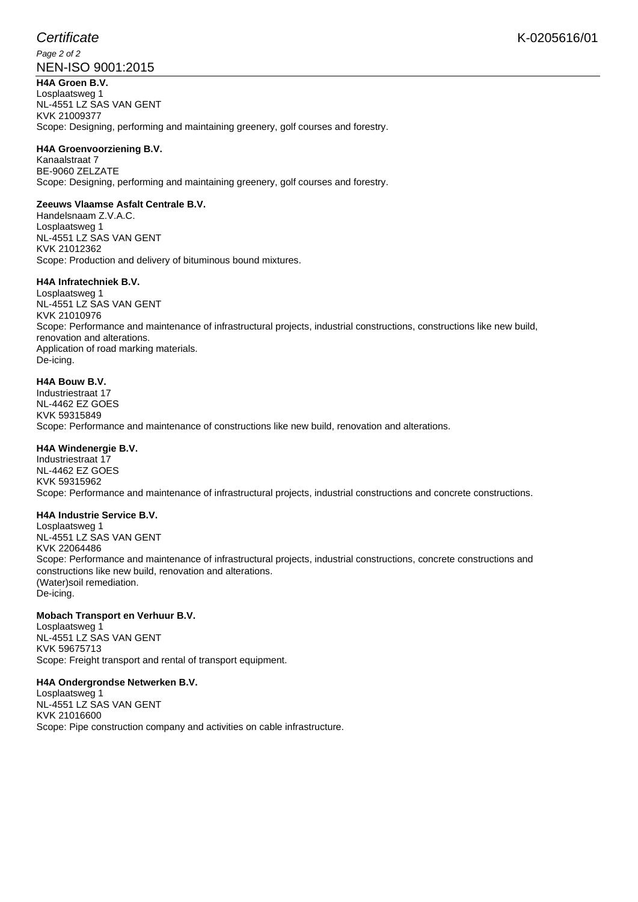**H4A Groen B.V.**
Losplaatsweg 1
NL-4551 LZ SAS VAN GENT
KVK 21009377
Scope: Designing, performing and maintaining greenery, golf courses and forestry.

**H4A Groenvoorziening B.V.**
Kanaalstraat 7
BE-9060 ZELZATE
Scope: Designing, performing and maintaining greenery, golf courses and forestry.

**Zeeuws Vlaamse Asfalt Centrale B.V.**
Handelsnaam Z.V.A.C.
Losplaatsweg 1
NL-4551 LZ SAS VAN GENT
KVK 21012362
Scope: Production and delivery of bituminous bound mixtures.

**H4A Infratechniek B.V.**
Losplaatsweg 1
NL-4551 LZ SAS VAN GENT
KVK 21010976
Scope: Performance and maintenance of infrastructural projects, industrial constructions, constructions like new build, renovation and alterations.
Application of road marking materials.
De-icing.

**H4A Bouw B.V.**
Industriestraat 17
NL-4462 EZ GOES
KVK 59315849
Scope: Performance and maintenance of constructions like new build, renovation and alterations.

**H4A Windenergie B.V.**
Industriestraat 17
NL-4462 EZ GOES
KVK 59315962
Scope: Performance and maintenance of infrastructural projects, industrial constructions and concrete constructions.

**H4A Industrie Service B.V.**
Losplaatsweg 1
NL-4551 LZ SAS VAN GENT
KVK 22064486
Scope: Performance and maintenance of infrastructural projects, industrial constructions, concrete constructions and constructions like new build, renovation and alterations.
(Water)soil remediation.
De-icing.

**Mobach Transport en Verhuur B.V.**
Losplaatsweg 1
NL-4551 LZ SAS VAN GENT
KVK 59675713
Scope: Freight transport and rental of transport equipment.

**H4A Ondergrondse Netwerken B.V.**
Losplaatsweg 1
NL-4551 LZ SAS VAN GENT
KVK 21016600
Scope: Pipe construction company and activities on cable infrastructure.